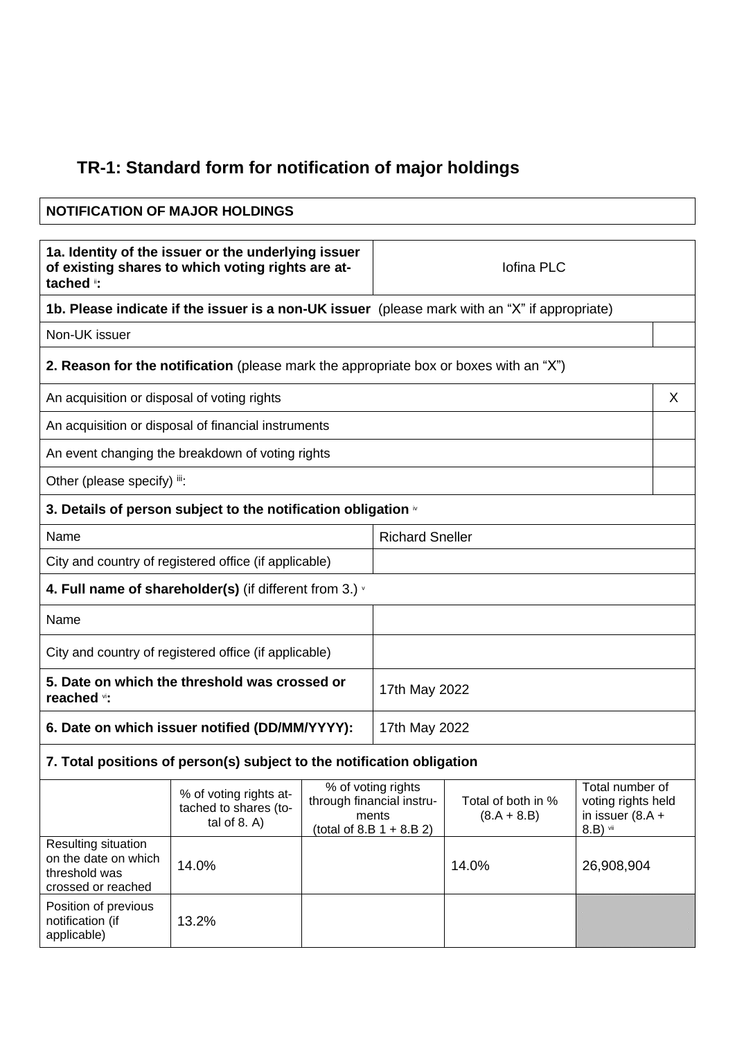# TR-1: Standard form for notification of major holdings

| NOTIFICATION OF MAJOR HOLDINGS |
|---|

| 1a. Identity of the issuer or the underlying issuer of existing shares to which voting rights are attached [ii]: | Iofina PLC |
|---|---|

**1b. Please indicate if the issuer is a non-UK issuer** (please mark with an "X" if appropriate)

| Non-UK issuer | |
|---|---|

**2. Reason for the notification** (please mark the appropriate box or boxes with an "X")

| | |
|---|---|
| An acquisition or disposal of voting rights | X |
| An acquisition or disposal of financial instruments | |
| An event changing the breakdown of voting rights | |
| Other (please specify) [iii]: | |

**3. Details of person subject to the notification obligation** [iv]

| | |
|---|---|
| Name | Richard Sneller |
| City and country of registered office (if applicable) | |

**4. Full name of shareholder(s)** (if different from 3.) [v]

| | |
|---|---|
| Name | |
| City and country of registered office (if applicable) | |

| | |
|---|---|
| **5. Date on which the threshold was crossed or reached** [vi]**:** | 17th May 2022 |
| **6. Date on which issuer notified (DD/MM/YYYY):** | 17th May 2022 |

**7. Total positions of person(s) subject to the notification obligation**

| | % of voting rights attached to shares (total of 8. A) | % of voting rights through financial instruments (total of 8.B 1 + 8.B 2) | Total of both in % (8.A + 8.B) | Total number of voting rights held in issuer (8.A + 8.B) [vii] |
|---|---|---|---|---|
| Resulting situation on the date on which threshold was crossed or reached | 14.0% | | 14.0% | 26,908,904 |
| Position of previous notification (if applicable) | 13.2% | | | |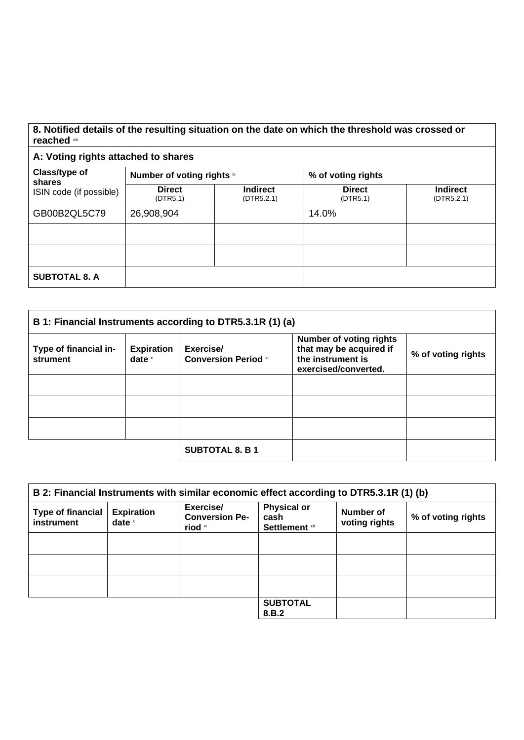| 8. Notified details of the resulting situation on the date on which the threshold was crossed or reached [viii] | | | | |
|---|---|---|---|---|
| **A: Voting rights attached to shares** | | | | |
| **Class/type of shares** ISIN code (if possible) | **Number of voting rights** [ix] | | **% of voting rights** | |
| | **Direct** (DTR5.1) | **Indirect** (DTR5.2.1) | **Direct** (DTR5.1) | **Indirect** (DTR5.2.1) |
| GB00B2QL5C79 | 26,908,904 | | 14.0% | |
| | | | | |
| | | | | |
| **SUBTOTAL 8. A** | | | | |

| B 1: Financial Instruments according to DTR5.3.1R (1) (a) | | | | |
|---|---|---|---|---|
| **Type of financial instrument** | **Expiration date** [x] | **Exercise/ Conversion Period** [xi] | **Number of voting rights that may be acquired if the instrument is exercised/converted.** | **% of voting rights** |
| | | | | |
| | | | | |
| | | | | |
| | | **SUBTOTAL 8. B 1** | | |

| B 2: Financial Instruments with similar economic effect according to DTR5.3.1R (1) (b) | | | | | |
|---|---|---|---|---|---|
| **Type of financial instrument** | **Expiration date** [x] | **Exercise/ Conversion Period** [xi] | **Physical or cash Settlement** [xii] | **Number of voting rights** | **% of voting rights** |
| | | | | | |
| | | | | | |
| | | | | | |
| | | | **SUBTOTAL 8.B.2** | | |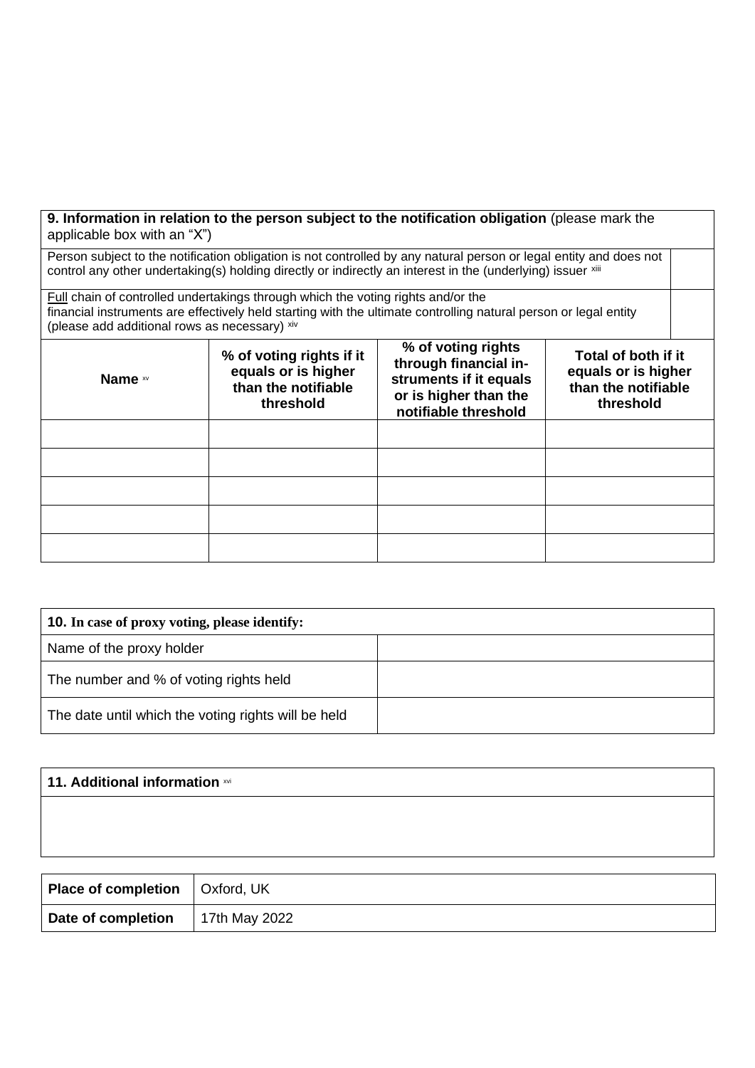| **9. Information in relation to the person subject to the notification obligation** (please mark the applicable box with an "X") | | | |
|---|---|---|---|
| Person subject to the notification obligation is not controlled by any natural person or legal entity and does not control any other undertaking(s) holding directly or indirectly an interest in the (underlying) issuer [xiii] | | | |
| Full chain of controlled undertakings through which the voting rights and/or the financial instruments are effectively held starting with the ultimate controlling natural person or legal entity (please add additional rows as necessary) [xiv] | | | |
| **Name** [xv] | **% of voting rights if it equals or is higher than the notifiable threshold** | **% of voting rights through financial instruments if it equals or is higher than the notifiable threshold** | **Total of both if it equals or is higher than the notifiable threshold** |
| | | | |
| | | | |
| | | | |
| | | | |
| | | | |

| **10. In case of proxy voting, please identify:** | |
|---|---|
| Name of the proxy holder | |
| The number and % of voting rights held | |
| The date until which the voting rights will be held | |

| **11. Additional information** [xvi] |
|---|
| |

| | |
|---|---|
| **Place of completion** | Oxford, UK |
| **Date of completion** | 17th May 2022 |